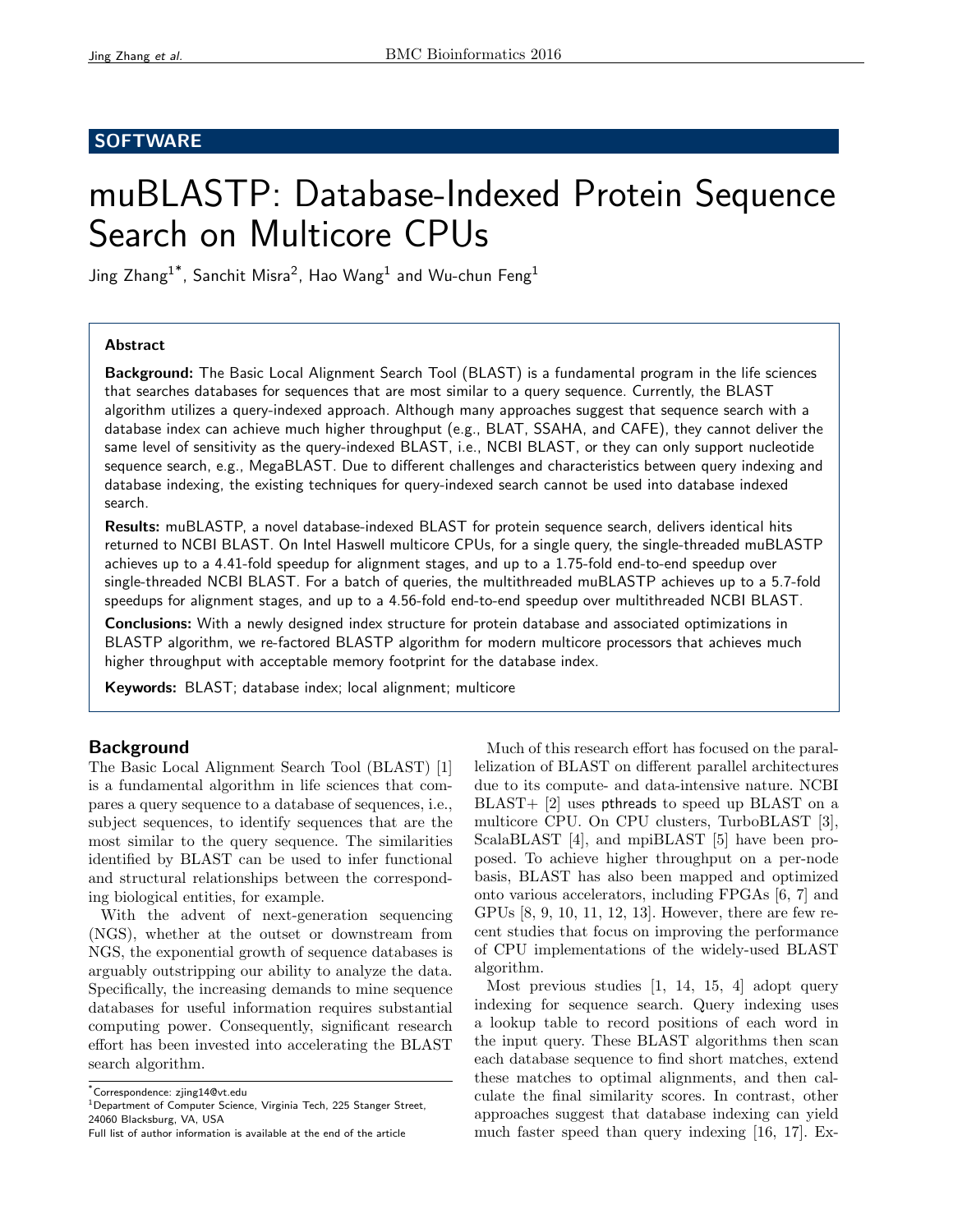SOFTWARE

# muBLASTP: Database-Indexed Protein Sequence Search on Multicore CPUs

Jing Zhang[1*], Sanchit Misra[2], Hao Wang[1] and Wu-chun Feng[1]

## Abstract

**Background:** The Basic Local Alignment Search Tool (BLAST) is a fundamental program in the life sciences that searches databases for sequences that are most similar to a query sequence. Currently, the BLAST algorithm utilizes a query-indexed approach. Although many approaches suggest that sequence search with a database index can achieve much higher throughput (e.g., BLAT, SSAHA, and CAFE), they cannot deliver the same level of sensitivity as the query-indexed BLAST, i.e., NCBI BLAST, or they can only support nucleotide sequence search, e.g., MegaBLAST. Due to different challenges and characteristics between query indexing and database indexing, the existing techniques for query-indexed search cannot be used into database indexed search.

**Results:** muBLASTP, a novel database-indexed BLAST for protein sequence search, delivers identical hits returned to NCBI BLAST. On Intel Haswell multicore CPUs, for a single query, the single-threaded muBLASTP achieves up to a 4.41-fold speedup for alignment stages, and up to a 1.75-fold end-to-end speedup over single-threaded NCBI BLAST. For a batch of queries, the multithreaded muBLASTP achieves up to a 5.7-fold speedups for alignment stages, and up to a 4.56-fold end-to-end speedup over multithreaded NCBI BLAST.

**Conclusions:** With a newly designed index structure for protein database and associated optimizations in BLASTP algorithm, we re-factored BLASTP algorithm for modern multicore processors that achieves much higher throughput with acceptable memory footprint for the database index.

**Keywords:** BLAST; database index; local alignment; multicore

## Background

The Basic Local Alignment Search Tool (BLAST) [1] is a fundamental algorithm in life sciences that compares a query sequence to a database of sequences, i.e., subject sequences, to identify sequences that are the most similar to the query sequence. The similarities identified by BLAST can be used to infer functional and structural relationships between the corresponding biological entities, for example.

With the advent of next-generation sequencing (NGS), whether at the outset or downstream from NGS, the exponential growth of sequence databases is arguably outstripping our ability to analyze the data. Specifically, the increasing demands to mine sequence databases for useful information requires substantial computing power. Consequently, significant research effort has been invested into accelerating the BLAST search algorithm.

Much of this research effort has focused on the parallelization of BLAST on different parallel architectures due to its compute- and data-intensive nature. NCBI BLAST+ [2] uses pthreads to speed up BLAST on a multicore CPU. On CPU clusters, TurboBLAST [3], ScalaBLAST [4], and mpiBLAST [5] have been proposed. To achieve higher throughput on a per-node basis, BLAST has also been mapped and optimized onto various accelerators, including FPGAs [6, 7] and GPUs [8, 9, 10, 11, 12, 13]. However, there are few recent studies that focus on improving the performance of CPU implementations of the widely-used BLAST algorithm.

Most previous studies [1, 14, 15, 4] adopt query indexing for sequence search. Query indexing uses a lookup table to record positions of each word in the input query. These BLAST algorithms then scan each database sequence to find short matches, extend these matches to optimal alignments, and then calculate the final similarity scores. In contrast, other approaches suggest that database indexing can yield much faster speed than query indexing [16, 17]. Ex-

*Correspondence: zjing14@vt.edu
[1]Department of Computer Science, Virginia Tech, 225 Stanger Street, 24060 Blacksburg, VA, USA
Full list of author information is available at the end of the article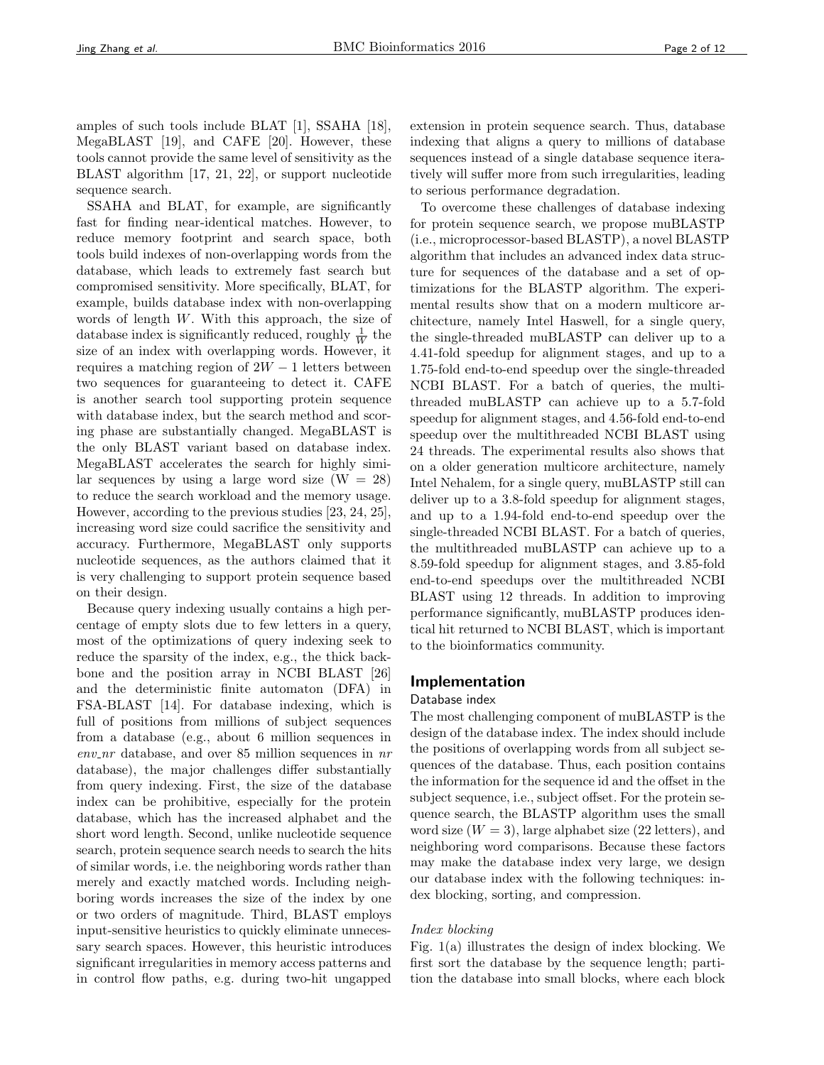amples of such tools include BLAT [1], SSAHA [18], MegaBLAST [19], and CAFE [20]. However, these tools cannot provide the same level of sensitivity as the BLAST algorithm [17, 21, 22], or support nucleotide sequence search.

SSAHA and BLAT, for example, are significantly fast for finding near-identical matches. However, to reduce memory footprint and search space, both tools build indexes of non-overlapping words from the database, which leads to extremely fast search but compromised sensitivity. More specifically, BLAT, for example, builds database index with non-overlapping words of length $W$. With this approach, the size of database index is significantly reduced, roughly $\frac{1}{W}$ the size of an index with overlapping words. However, it requires a matching region of $2W - 1$ letters between two sequences for guaranteeing to detect it. CAFE is another search tool supporting protein sequence with database index, but the search method and scoring phase are substantially changed. MegaBLAST is the only BLAST variant based on database index. MegaBLAST accelerates the search for highly similar sequences by using a large word size (W = 28) to reduce the search workload and the memory usage. However, according to the previous studies [23, 24, 25], increasing word size could sacrifice the sensitivity and accuracy. Furthermore, MegaBLAST only supports nucleotide sequences, as the authors claimed that it is very challenging to support protein sequence based on their design.

Because query indexing usually contains a high percentage of empty slots due to few letters in a query, most of the optimizations of query indexing seek to reduce the sparsity of the index, e.g., the thick backbone and the position array in NCBI BLAST [26] and the deterministic finite automaton (DFA) in FSA-BLAST [14]. For database indexing, which is full of positions from millions of subject sequences from a database (e.g., about 6 million sequences in *env_nr* database, and over 85 million sequences in *nr* database), the major challenges differ substantially from query indexing. First, the size of the database index can be prohibitive, especially for the protein database, which has the increased alphabet and the short word length. Second, unlike nucleotide sequence search, protein sequence search needs to search the hits of similar words, i.e. the neighboring words rather than merely and exactly matched words. Including neighboring words increases the size of the index by one or two orders of magnitude. Third, BLAST employs input-sensitive heuristics to quickly eliminate unnecessary search spaces. However, this heuristic introduces significant irregularities in memory access patterns and in control flow paths, e.g. during two-hit ungapped extension in protein sequence search. Thus, database indexing that aligns a query to millions of database sequences instead of a single database sequence iteratively will suffer more from such irregularities, leading to serious performance degradation.

To overcome these challenges of database indexing for protein sequence search, we propose muBLASTP (i.e., microprocessor-based BLASTP), a novel BLASTP algorithm that includes an advanced index data structure for sequences of the database and a set of optimizations for the BLASTP algorithm. The experimental results show that on a modern multicore architecture, namely Intel Haswell, for a single query, the single-threaded muBLASTP can deliver up to a 4.41-fold speedup for alignment stages, and up to a 1.75-fold end-to-end speedup over the single-threaded NCBI BLAST. For a batch of queries, the multithreaded muBLASTP can achieve up to a 5.7-fold speedup for alignment stages, and 4.56-fold end-to-end speedup over the multithreaded NCBI BLAST using 24 threads. The experimental results also shows that on a older generation multicore architecture, namely Intel Nehalem, for a single query, muBLASTP still can deliver up to a 3.8-fold speedup for alignment stages, and up to a 1.94-fold end-to-end speedup over the single-threaded NCBI BLAST. For a batch of queries, the multithreaded muBLASTP can achieve up to a 8.59-fold speedup for alignment stages, and 3.85-fold end-to-end speedups over the multithreaded NCBI BLAST using 12 threads. In addition to improving performance significantly, muBLASTP produces identical hit returned to NCBI BLAST, which is important to the bioinformatics community.

## Implementation

### Database index

The most challenging component of muBLASTP is the design of the database index. The index should include the positions of overlapping words from all subject sequences of the database. Thus, each position contains the information for the sequence id and the offset in the subject sequence, i.e., subject offset. For the protein sequence search, the BLASTP algorithm uses the small word size ($W = 3$), large alphabet size (22 letters), and neighboring word comparisons. Because these factors may make the database index very large, we design our database index with the following techniques: index blocking, sorting, and compression.

#### *Index blocking*

Fig. 1(a) illustrates the design of index blocking. We first sort the database by the sequence length; partition the database into small blocks, where each block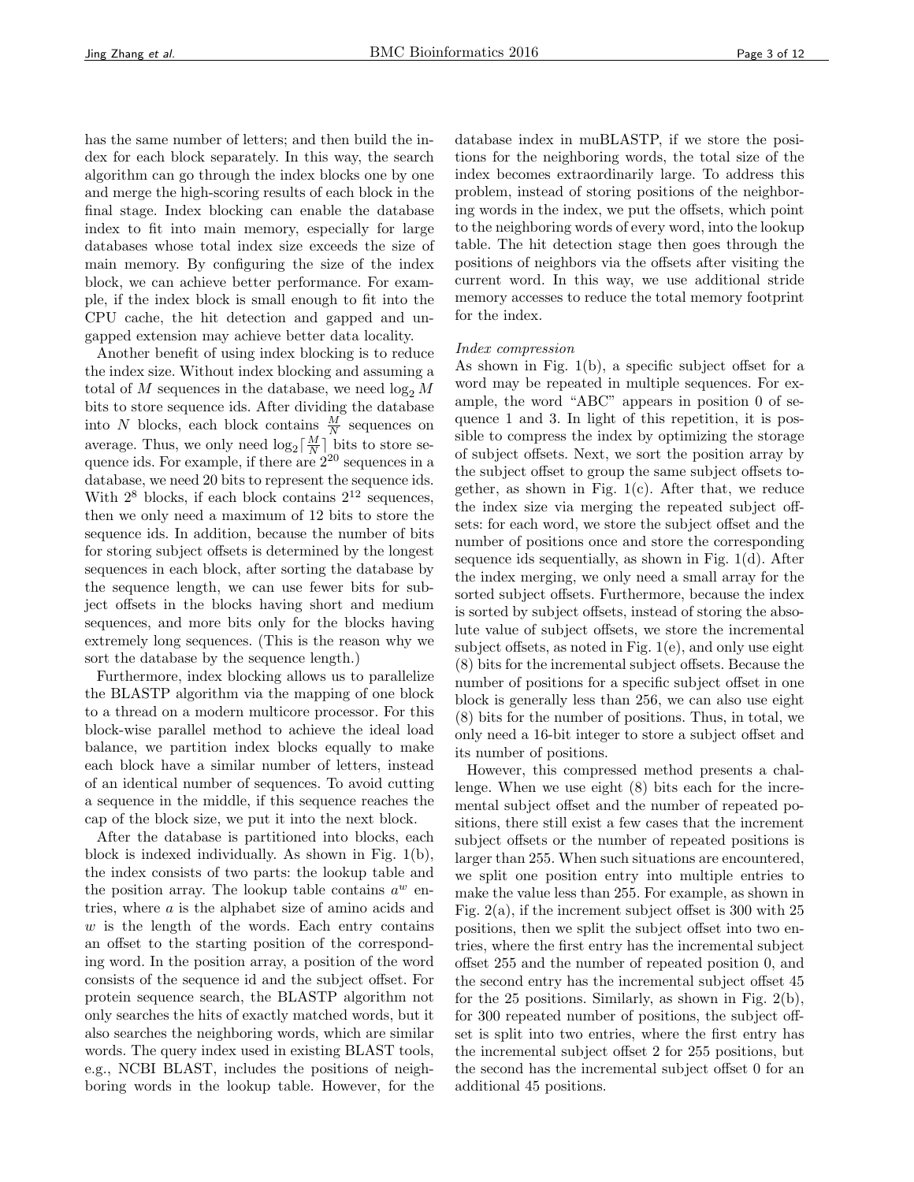has the same number of letters; and then build the index for each block separately. In this way, the search algorithm can go through the index blocks one by one and merge the high-scoring results of each block in the final stage. Index blocking can enable the database index to fit into main memory, especially for large databases whose total index size exceeds the size of main memory. By configuring the size of the index block, we can achieve better performance. For example, if the index block is small enough to fit into the CPU cache, the hit detection and gapped and ungapped extension may achieve better data locality.

Another benefit of using index blocking is to reduce the index size. Without index blocking and assuming a total of $M$ sequences in the database, we need $\log_2 M$ bits to store sequence ids. After dividing the database into $N$ blocks, each block contains $\frac{M}{N}$ sequences on average. Thus, we only need $\log_2\lceil\frac{M}{N}\rceil$ bits to store sequence ids. For example, if there are $2^{20}$ sequences in a database, we need 20 bits to represent the sequence ids. With $2^8$ blocks, if each block contains $2^{12}$ sequences, then we only need a maximum of 12 bits to store the sequence ids. In addition, because the number of bits for storing subject offsets is determined by the longest sequences in each block, after sorting the database by the sequence length, we can use fewer bits for subject offsets in the blocks having short and medium sequences, and more bits only for the blocks having extremely long sequences. (This is the reason why we sort the database by the sequence length.)

Furthermore, index blocking allows us to parallelize the BLASTP algorithm via the mapping of one block to a thread on a modern multicore processor. For this block-wise parallel method to achieve the ideal load balance, we partition index blocks equally to make each block have a similar number of letters, instead of an identical number of sequences. To avoid cutting a sequence in the middle, if this sequence reaches the cap of the block size, we put it into the next block.

After the database is partitioned into blocks, each block is indexed individually. As shown in Fig. 1(b), the index consists of two parts: the lookup table and the position array. The lookup table contains $a^w$ entries, where $a$ is the alphabet size of amino acids and $w$ is the length of the words. Each entry contains an offset to the starting position of the corresponding word. In the position array, a position of the word consists of the sequence id and the subject offset. For protein sequence search, the BLASTP algorithm not only searches the hits of exactly matched words, but it also searches the neighboring words, which are similar words. The query index used in existing BLAST tools, e.g., NCBI BLAST, includes the positions of neighboring words in the lookup table. However, for the database index in muBLASTP, if we store the positions for the neighboring words, the total size of the index becomes extraordinarily large. To address this problem, instead of storing positions of the neighboring words in the index, we put the offsets, which point to the neighboring words of every word, into the lookup table. The hit detection stage then goes through the positions of neighbors via the offsets after visiting the current word. In this way, we use additional stride memory accesses to reduce the total memory footprint for the index.

*Index compression*

As shown in Fig. 1(b), a specific subject offset for a word may be repeated in multiple sequences. For example, the word "ABC" appears in position 0 of sequence 1 and 3. In light of this repetition, it is possible to compress the index by optimizing the storage of subject offsets. Next, we sort the position array by the subject offset to group the same subject offsets together, as shown in Fig. 1(c). After that, we reduce the index size via merging the repeated subject offsets: for each word, we store the subject offset and the number of positions once and store the corresponding sequence ids sequentially, as shown in Fig. 1(d). After the index merging, we only need a small array for the sorted subject offsets. Furthermore, because the index is sorted by subject offsets, instead of storing the absolute value of subject offsets, we store the incremental subject offsets, as noted in Fig. 1(e), and only use eight (8) bits for the incremental subject offsets. Because the number of positions for a specific subject offset in one block is generally less than 256, we can also use eight (8) bits for the number of positions. Thus, in total, we only need a 16-bit integer to store a subject offset and its number of positions.

However, this compressed method presents a challenge. When we use eight (8) bits each for the incremental subject offset and the number of repeated positions, there still exist a few cases that the increment subject offsets or the number of repeated positions is larger than 255. When such situations are encountered, we split one position entry into multiple entries to make the value less than 255. For example, as shown in Fig. 2(a), if the increment subject offset is 300 with 25 positions, then we split the subject offset into two entries, where the first entry has the incremental subject offset 255 and the number of repeated position 0, and the second entry has the incremental subject offset 45 for the 25 positions. Similarly, as shown in Fig. 2(b), for 300 repeated number of positions, the subject offset is split into two entries, where the first entry has the incremental subject offset 2 for 255 positions, but the second has the incremental subject offset 0 for an additional 45 positions.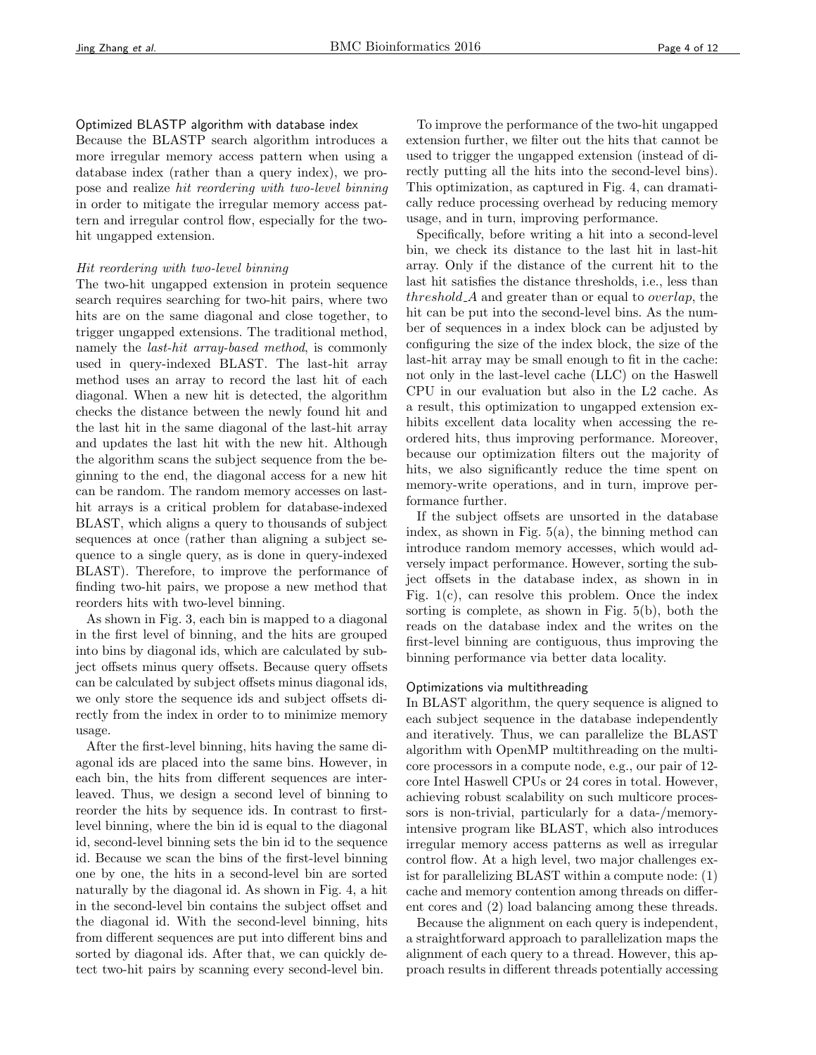### Optimized BLASTP algorithm with database index

Because the BLASTP search algorithm introduces a more irregular memory access pattern when using a database index (rather than a query index), we propose and realize *hit reordering with two-level binning* in order to mitigate the irregular memory access pattern and irregular control flow, especially for the two-hit ungapped extension.

#### *Hit reordering with two-level binning*

The two-hit ungapped extension in protein sequence search requires searching for two-hit pairs, where two hits are on the same diagonal and close together, to trigger ungapped extensions. The traditional method, namely the *last-hit array-based method*, is commonly used in query-indexed BLAST. The last-hit array method uses an array to record the last hit of each diagonal. When a new hit is detected, the algorithm checks the distance between the newly found hit and the last hit in the same diagonal of the last-hit array and updates the last hit with the new hit. Although the algorithm scans the subject sequence from the beginning to the end, the diagonal access for a new hit can be random. The random memory accesses on last-hit arrays is a critical problem for database-indexed BLAST, which aligns a query to thousands of subject sequences at once (rather than aligning a subject sequence to a single query, as is done in query-indexed BLAST). Therefore, to improve the performance of finding two-hit pairs, we propose a new method that reorders hits with two-level binning.

As shown in Fig. 3, each bin is mapped to a diagonal in the first level of binning, and the hits are grouped into bins by diagonal ids, which are calculated by subject offsets minus query offsets. Because query offsets can be calculated by subject offsets minus diagonal ids, we only store the sequence ids and subject offsets directly from the index in order to to minimize memory usage.

After the first-level binning, hits having the same diagonal ids are placed into the same bins. However, in each bin, the hits from different sequences are interleaved. Thus, we design a second level of binning to reorder the hits by sequence ids. In contrast to first-level binning, where the bin id is equal to the diagonal id, second-level binning sets the bin id to the sequence id. Because we scan the bins of the first-level binning one by one, the hits in a second-level bin are sorted naturally by the diagonal id. As shown in Fig. 4, a hit in the second-level bin contains the subject offset and the diagonal id. With the second-level binning, hits from different sequences are put into different bins and sorted by diagonal ids. After that, we can quickly detect two-hit pairs by scanning every second-level bin.

To improve the performance of the two-hit ungapped extension further, we filter out the hits that cannot be used to trigger the ungapped extension (instead of directly putting all the hits into the second-level bins). This optimization, as captured in Fig. 4, can dramatically reduce processing overhead by reducing memory usage, and in turn, improving performance.

Specifically, before writing a hit into a second-level bin, we check its distance to the last hit in last-hit array. Only if the distance of the current hit to the last hit satisfies the distance thresholds, i.e., less than *threshold_A* and greater than or equal to *overlap*, the hit can be put into the second-level bins. As the number of sequences in a index block can be adjusted by configuring the size of the index block, the size of the last-hit array may be small enough to fit in the cache: not only in the last-level cache (LLC) on the Haswell CPU in our evaluation but also in the L2 cache. As a result, this optimization to ungapped extension exhibits excellent data locality when accessing the reordered hits, thus improving performance. Moreover, because our optimization filters out the majority of hits, we also significantly reduce the time spent on memory-write operations, and in turn, improve performance further.

If the subject offsets are unsorted in the database index, as shown in Fig. 5(a), the binning method can introduce random memory accesses, which would adversely impact performance. However, sorting the subject offsets in the database index, as shown in in Fig. 1(c), can resolve this problem. Once the index sorting is complete, as shown in Fig. 5(b), both the reads on the database index and the writes on the first-level binning are contiguous, thus improving the binning performance via better data locality.

### Optimizations via multithreading

In BLAST algorithm, the query sequence is aligned to each subject sequence in the database independently and iteratively. Thus, we can parallelize the BLAST algorithm with OpenMP multithreading on the multicore processors in a compute node, e.g., our pair of 12-core Intel Haswell CPUs or 24 cores in total. However, achieving robust scalability on such multicore processors is non-trivial, particularly for a data-/memory-intensive program like BLAST, which also introduces irregular memory access patterns as well as irregular control flow. At a high level, two major challenges exist for parallelizing BLAST within a compute node: (1) cache and memory contention among threads on different cores and (2) load balancing among these threads.

Because the alignment on each query is independent, a straightforward approach to parallelization maps the alignment of each query to a thread. However, this approach results in different threads potentially accessing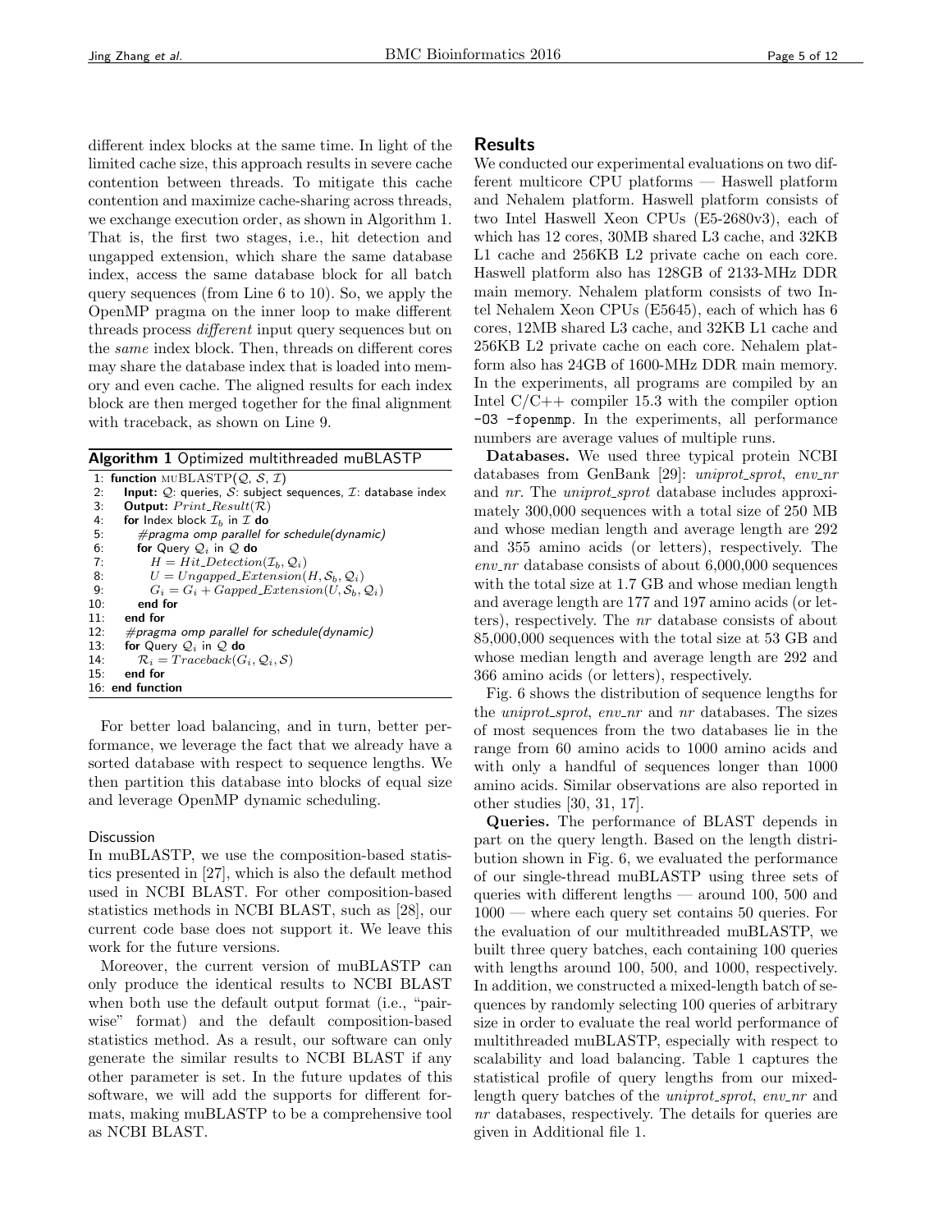different index blocks at the same time. In light of the limited cache size, this approach results in severe cache contention between threads. To mitigate this cache contention and maximize cache-sharing across threads, we exchange execution order, as shown in Algorithm 1. That is, the first two stages, i.e., hit detection and ungapped extension, which share the same database index, access the same database block for all batch query sequences (from Line 6 to 10). So, we apply the OpenMP pragma on the inner loop to make different threads process *different* input query sequences but on the *same* index block. Then, threads on different cores may share the database index that is loaded into memory and even cache. The aligned results for each index block are then merged together for the final alignment with traceback, as shown on Line 9.

**Algorithm 1** Optimized multithreaded muBLASTP

```
1:  function muBLASTP(Q, S, I)
2:    Input: Q: queries, S: subject sequences, I: database index
3:    Output: Print_Result(R)
4:    for Index block I_b in I do
5:      #pragma omp parallel for schedule(dynamic)
6:      for Query Q_i in Q do
7:        H = Hit_Detection(I_b, Q_i)
8:        U = Ungapped_Extension(H, S_b, Q_i)
9:        G_i = G_i + Gapped_Extension(U, S_b, Q_i)
10:     end for
11:   end for
12:   #pragma omp parallel for schedule(dynamic)
13:   for Query Q_i in Q do
14:     R_i = Traceback(G_i, Q_i, S)
15:   end for
16: end function
```

For better load balancing, and in turn, better performance, we leverage the fact that we already have a sorted database with respect to sequence lengths. We then partition this database into blocks of equal size and leverage OpenMP dynamic scheduling.

### Discussion

In muBLASTP, we use the composition-based statistics presented in [27], which is also the default method used in NCBI BLAST. For other composition-based statistics methods in NCBI BLAST, such as [28], our current code base does not support it. We leave this work for the future versions.

Moreover, the current version of muBLASTP can only produce the identical results to NCBI BLAST when both use the default output format (i.e., "pairwise" format) and the default composition-based statistics method. As a result, our software can only generate the similar results to NCBI BLAST if any other parameter is set. In the future updates of this software, we will add the supports for different formats, making muBLASTP to be a comprehensive tool as NCBI BLAST.

## Results

We conducted our experimental evaluations on two different multicore CPU platforms — Haswell platform and Nehalem platform. Haswell platform consists of two Intel Haswell Xeon CPUs (E5-2680v3), each of which has 12 cores, 30MB shared L3 cache, and 32KB L1 cache and 256KB L2 private cache on each core. Haswell platform also has 128GB of 2133-MHz DDR main memory. Nehalem platform consists of two Intel Nehalem Xeon CPUs (E5645), each of which has 6 cores, 12MB shared L3 cache, and 32KB L1 cache and 256KB L2 private cache on each core. Nehalem platform also has 24GB of 1600-MHz DDR main memory. In the experiments, all programs are compiled by an Intel C/C++ compiler 15.3 with the compiler option `-O3 -fopenmp`. In the experiments, all performance numbers are average values of multiple runs.

**Databases.** We used three typical protein NCBI databases from GenBank [29]: *uniprot_sprot*, *env_nr* and *nr*. The *uniprot_sprot* database includes approximately 300,000 sequences with a total size of 250 MB and whose median length and average length are 292 and 355 amino acids (or letters), respectively. The *env_nr* database consists of about 6,000,000 sequences with the total size at 1.7 GB and whose median length and average length are 177 and 197 amino acids (or letters), respectively. The *nr* database consists of about 85,000,000 sequences with the total size at 53 GB and whose median length and average length are 292 and 366 amino acids (or letters), respectively.

Fig. 6 shows the distribution of sequence lengths for the *uniprot_sprot*, *env_nr* and *nr* databases. The sizes of most sequences from the two databases lie in the range from 60 amino acids to 1000 amino acids and with only a handful of sequences longer than 1000 amino acids. Similar observations are also reported in other studies [30, 31, 17].

**Queries.** The performance of BLAST depends in part on the query length. Based on the length distribution shown in Fig. 6, we evaluated the performance of our single-thread muBLASTP using three sets of queries with different lengths — around 100, 500 and 1000 — where each query set contains 50 queries. For the evaluation of our multithreaded muBLASTP, we built three query batches, each containing 100 queries with lengths around 100, 500, and 1000, respectively. In addition, we constructed a mixed-length batch of sequences by randomly selecting 100 queries of arbitrary size in order to evaluate the real world performance of multithreaded muBLASTP, especially with respect to scalability and load balancing. Table 1 captures the statistical profile of query lengths from our mixed-length query batches of the *uniprot_sprot*, *env_nr* and *nr* databases, respectively. The details for queries are given in Additional file 1.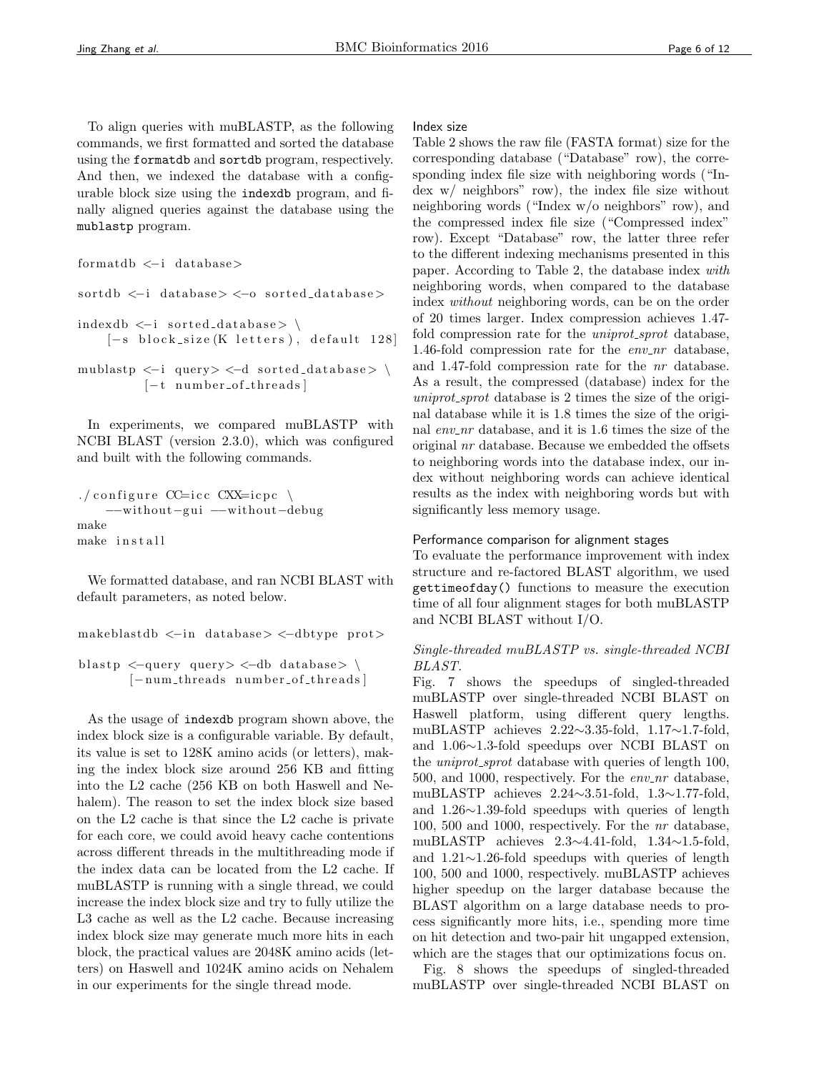To align queries with muBLASTP, as the following commands, we first formatted and sorted the database using the `formatdb` and `sortdb` program, respectively. And then, we indexed the database with a configurable block size using the `indexdb` program, and finally aligned queries against the database using the `mublastp` program.

```
formatdb <-i database>

sortdb <-i database> <-o sorted_database>

indexdb <-i sorted_database> \
    [-s block_size(K letters), default 128]

mublastp <-i query> <-d sorted_database> \
         [-t number_of_threads]
```

In experiments, we compared muBLASTP with NCBI BLAST (version 2.3.0), which was configured and built with the following commands.

```
./configure CC=icc CXX=icpc \
    --without-gui --without-debug
make
make install
```

We formatted database, and ran NCBI BLAST with default parameters, as noted below.

```
makeblastdb <-in database> <-dbtype prot>

blastp <-query query> <-db database> \
       [-num_threads number_of_threads]
```

As the usage of `indexdb` program shown above, the index block size is a configurable variable. By default, its value is set to 128K amino acids (or letters), making the index block size around 256 KB and fitting into the L2 cache (256 KB on both Haswell and Nehalem). The reason to set the index block size based on the L2 cache is that since the L2 cache is private for each core, we could avoid heavy cache contentions across different threads in the multithreading mode if the index data can be located from the L2 cache. If muBLASTP is running with a single thread, we could increase the index block size and try to fully utilize the L3 cache as well as the L2 cache. Because increasing index block size may generate much more hits in each block, the practical values are 2048K amino acids (letters) on Haswell and 1024K amino acids on Nehalem in our experiments for the single thread mode.

#### Index size

Table 2 shows the raw file (FASTA format) size for the corresponding database ("Database" row), the corresponding index file size with neighboring words ("Index w/ neighbors" row), the index file size without neighboring words ("Index w/o neighbors" row), and the compressed index file size ("Compressed index" row). Except "Database" row, the latter three refer to the different indexing mechanisms presented in this paper. According to Table 2, the database index *with* neighboring words, when compared to the database index *without* neighboring words, can be on the order of 20 times larger. Index compression achieves 1.47-fold compression rate for the *uniprot_sprot* database, 1.46-fold compression rate for the *env_nr* database, and 1.47-fold compression rate for the *nr* database. As a result, the compressed (database) index for the *uniprot_sprot* database is 2 times the size of the original database while it is 1.8 times the size of the original *env_nr* database, and it is 1.6 times the size of the original *nr* database. Because we embedded the offsets to neighboring words into the database index, our index without neighboring words can achieve identical results as the index with neighboring words but with significantly less memory usage.

#### Performance comparison for alignment stages

To evaluate the performance improvement with index structure and re-factored BLAST algorithm, we used `gettimeofday()` functions to measure the execution time of all four alignment stages for both muBLASTP and NCBI BLAST without I/O.

*Single-threaded muBLASTP vs. single-threaded NCBI BLAST.*

Fig. 7 shows the speedups of singled-threaded muBLASTP over single-threaded NCBI BLAST on Haswell platform, using different query lengths. muBLASTP achieves 2.22∼3.35-fold, 1.17∼1.7-fold, and 1.06∼1.3-fold speedups over NCBI BLAST on the *uniprot_sprot* database with queries of length 100, 500, and 1000, respectively. For the *env_nr* database, muBLASTP achieves 2.24∼3.51-fold, 1.3∼1.77-fold, and 1.26∼1.39-fold speedups with queries of length 100, 500 and 1000, respectively. For the *nr* database, muBLASTP achieves 2.3∼4.41-fold, 1.34∼1.5-fold, and 1.21∼1.26-fold speedups with queries of length 100, 500 and 1000, respectively. muBLASTP achieves higher speedup on the larger database because the BLAST algorithm on a large database needs to process significantly more hits, i.e., spending more time on hit detection and two-pair hit ungapped extension, which are the stages that our optimizations focus on.

Fig. 8 shows the speedups of singled-threaded muBLASTP over single-threaded NCBI BLAST on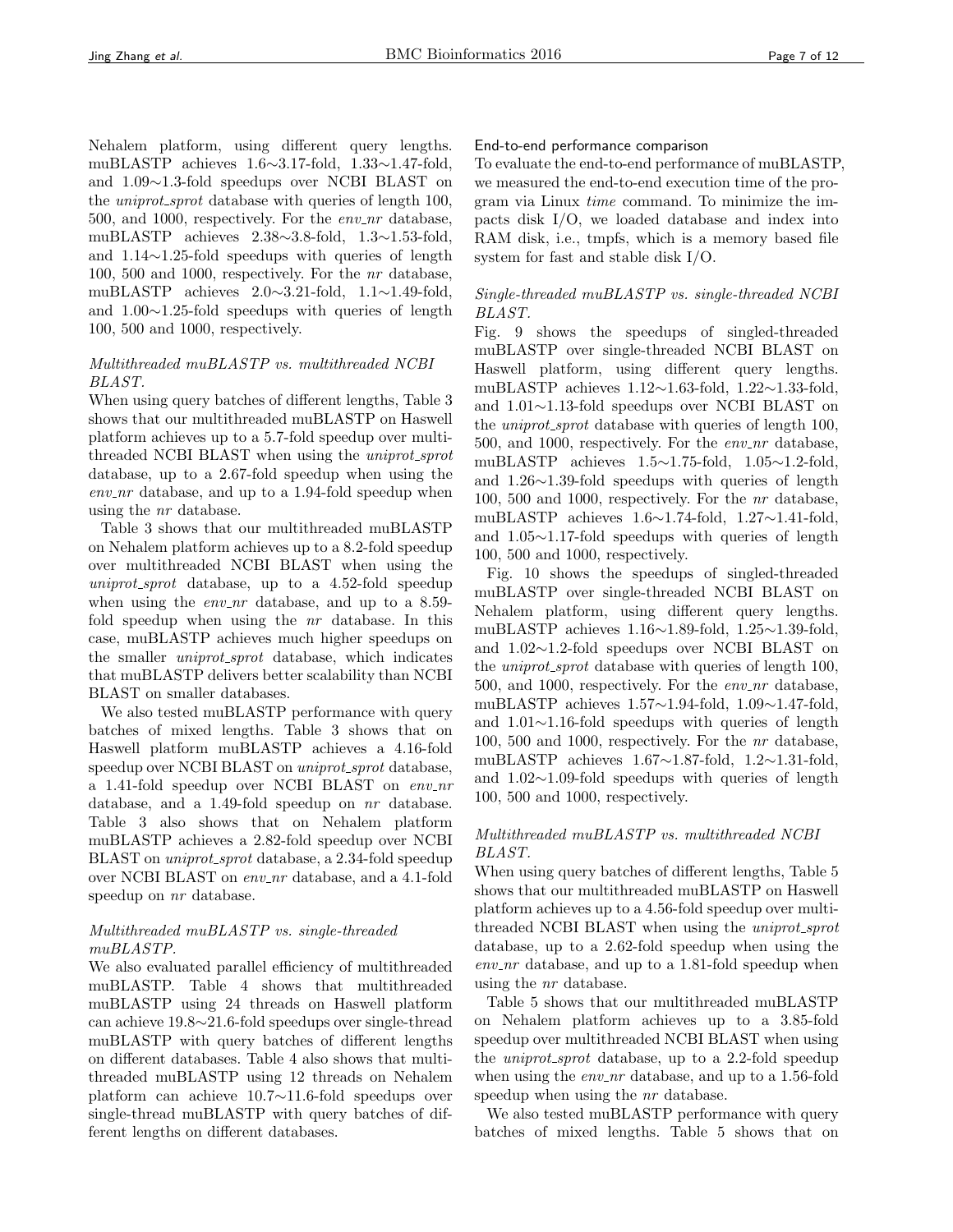Nehalem platform, using different query lengths. muBLASTP achieves 1.6∼3.17-fold, 1.33∼1.47-fold, and 1.09∼1.3-fold speedups over NCBI BLAST on the *uniprot_sprot* database with queries of length 100, 500, and 1000, respectively. For the *env_nr* database, muBLASTP achieves 2.38∼3.8-fold, 1.3∼1.53-fold, and 1.14∼1.25-fold speedups with queries of length 100, 500 and 1000, respectively. For the *nr* database, muBLASTP achieves 2.0∼3.21-fold, 1.1∼1.49-fold, and 1.00∼1.25-fold speedups with queries of length 100, 500 and 1000, respectively.

#### *Multithreaded muBLASTP vs. multithreaded NCBI BLAST.*

When using query batches of different lengths, Table 3 shows that our multithreaded muBLASTP on Haswell platform achieves up to a 5.7-fold speedup over multithreaded NCBI BLAST when using the *uniprot_sprot* database, up to a 2.67-fold speedup when using the *env_nr* database, and up to a 1.94-fold speedup when using the *nr* database.

Table 3 shows that our multithreaded muBLASTP on Nehalem platform achieves up to a 8.2-fold speedup over multithreaded NCBI BLAST when using the *uniprot_sprot* database, up to a 4.52-fold speedup when using the *env_nr* database, and up to a 8.59-fold speedup when using the *nr* database. In this case, muBLASTP achieves much higher speedups on the smaller *uniprot_sprot* database, which indicates that muBLASTP delivers better scalability than NCBI BLAST on smaller databases.

We also tested muBLASTP performance with query batches of mixed lengths. Table 3 shows that on Haswell platform muBLASTP achieves a 4.16-fold speedup over NCBI BLAST on *uniprot_sprot* database, a 1.41-fold speedup over NCBI BLAST on *env_nr* database, and a 1.49-fold speedup on *nr* database. Table 3 also shows that on Nehalem platform muBLASTP achieves a 2.82-fold speedup over NCBI BLAST on *uniprot_sprot* database, a 2.34-fold speedup over NCBI BLAST on *env_nr* database, and a 4.1-fold speedup on *nr* database.

#### *Multithreaded muBLASTP vs. single-threaded muBLASTP.*

We also evaluated parallel efficiency of multithreaded muBLASTP. Table 4 shows that multithreaded muBLASTP using 24 threads on Haswell platform can achieve 19.8∼21.6-fold speedups over single-thread muBLASTP with query batches of different lengths on different databases. Table 4 also shows that multithreaded muBLASTP using 12 threads on Nehalem platform can achieve 10.7∼11.6-fold speedups over single-thread muBLASTP with query batches of different lengths on different databases.

### End-to-end performance comparison

To evaluate the end-to-end performance of muBLASTP, we measured the end-to-end execution time of the program via Linux *time* command. To minimize the impacts disk I/O, we loaded database and index into RAM disk, i.e., tmpfs, which is a memory based file system for fast and stable disk I/O.

#### *Single-threaded muBLASTP vs. single-threaded NCBI BLAST.*

Fig. 9 shows the speedups of singled-threaded muBLASTP over single-threaded NCBI BLAST on Haswell platform, using different query lengths. muBLASTP achieves 1.12∼1.63-fold, 1.22∼1.33-fold, and 1.01∼1.13-fold speedups over NCBI BLAST on the *uniprot_sprot* database with queries of length 100, 500, and 1000, respectively. For the *env_nr* database, muBLASTP achieves 1.5∼1.75-fold, 1.05∼1.2-fold, and 1.26∼1.39-fold speedups with queries of length 100, 500 and 1000, respectively. For the *nr* database, muBLASTP achieves 1.6∼1.74-fold, 1.27∼1.41-fold, and 1.05∼1.17-fold speedups with queries of length 100, 500 and 1000, respectively.

Fig. 10 shows the speedups of singled-threaded muBLASTP over single-threaded NCBI BLAST on Nehalem platform, using different query lengths. muBLASTP achieves 1.16∼1.89-fold, 1.25∼1.39-fold, and 1.02∼1.2-fold speedups over NCBI BLAST on the *uniprot_sprot* database with queries of length 100, 500, and 1000, respectively. For the *env_nr* database, muBLASTP achieves 1.57∼1.94-fold, 1.09∼1.47-fold, and 1.01∼1.16-fold speedups with queries of length 100, 500 and 1000, respectively. For the *nr* database, muBLASTP achieves 1.67∼1.87-fold, 1.2∼1.31-fold, and 1.02∼1.09-fold speedups with queries of length 100, 500 and 1000, respectively.

#### *Multithreaded muBLASTP vs. multithreaded NCBI BLAST.*

When using query batches of different lengths, Table 5 shows that our multithreaded muBLASTP on Haswell platform achieves up to a 4.56-fold speedup over multithreaded NCBI BLAST when using the *uniprot_sprot* database, up to a 2.62-fold speedup when using the *env_nr* database, and up to a 1.81-fold speedup when using the *nr* database.

Table 5 shows that our multithreaded muBLASTP on Nehalem platform achieves up to a 3.85-fold speedup over multithreaded NCBI BLAST when using the *uniprot_sprot* database, up to a 2.2-fold speedup when using the *env_nr* database, and up to a 1.56-fold speedup when using the *nr* database.

We also tested muBLASTP performance with query batches of mixed lengths. Table 5 shows that on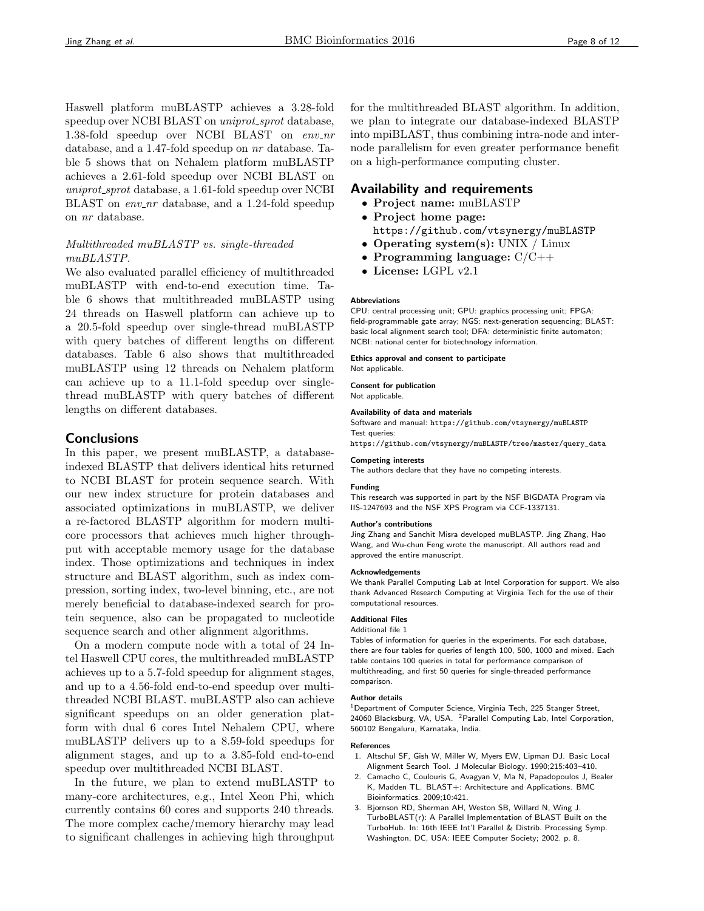Haswell platform muBLASTP achieves a 3.28-fold speedup over NCBI BLAST on *uniprot_sprot* database, 1.38-fold speedup over NCBI BLAST on *env_nr* database, and a 1.47-fold speedup on *nr* database. Table 5 shows that on Nehalem platform muBLASTP achieves a 2.61-fold speedup over NCBI BLAST on *uniprot_sprot* database, a 1.61-fold speedup over NCBI BLAST on *env_nr* database, and a 1.24-fold speedup on *nr* database.

*Multithreaded muBLASTP vs. single-threaded muBLASTP.*

We also evaluated parallel efficiency of multithreaded muBLASTP with end-to-end execution time. Table 6 shows that multithreaded muBLASTP using 24 threads on Haswell platform can achieve up to a 20.5-fold speedup over single-thread muBLASTP with query batches of different lengths on different databases. Table 6 also shows that multithreaded muBLASTP using 12 threads on Nehalem platform can achieve up to a 11.1-fold speedup over single-thread muBLASTP with query batches of different lengths on different databases.

## Conclusions

In this paper, we present muBLASTP, a database-indexed BLASTP that delivers identical hits returned to NCBI BLAST for protein sequence search. With our new index structure for protein databases and associated optimizations in muBLASTP, we deliver a re-factored BLASTP algorithm for modern multi-core processors that achieves much higher throughput with acceptable memory usage for the database index. Those optimizations and techniques in index structure and BLAST algorithm, such as index compression, sorting index, two-level binning, etc., are not merely beneficial to database-indexed search for protein sequence, also can be propagated to nucleotide sequence search and other alignment algorithms.

On a modern compute node with a total of 24 Intel Haswell CPU cores, the multithreaded muBLASTP achieves up to a 5.7-fold speedup for alignment stages, and up to a 4.56-fold end-to-end speedup over multithreaded NCBI BLAST. muBLASTP also can achieve significant speedups on an older generation platform with dual 6 cores Intel Nehalem CPU, where muBLASTP delivers up to a 8.59-fold speedups for alignment stages, and up to a 3.85-fold end-to-end speedup over multithreaded NCBI BLAST.

In the future, we plan to extend muBLASTP to many-core architectures, e.g., Intel Xeon Phi, which currently contains 60 cores and supports 240 threads. The more complex cache/memory hierarchy may lead to significant challenges in achieving high throughput for the multithreaded BLAST algorithm. In addition, we plan to integrate our database-indexed BLASTP into mpiBLAST, thus combining intra-node and inter-node parallelism for even greater performance benefit on a high-performance computing cluster.

## Availability and requirements

- **Project name:** muBLASTP
- **Project home page:** https://github.com/vtsynergy/muBLASTP
- **Operating system(s):** UNIX / Linux
- **Programming language:** C/C++
- **License:** LGPL v2.1

#### Abbreviations

CPU: central processing unit; GPU: graphics processing unit; FPGA: field-programmable gate array; NGS: next-generation sequencing; BLAST: basic local alignment search tool; DFA: deterministic finite automaton; NCBI: national center for biotechnology information.

#### Ethics approval and consent to participate

Not applicable.

#### Consent for publication

Not applicable.

#### Availability of data and materials

Software and manual: https://github.com/vtsynergy/muBLASTP
Test queries:
https://github.com/vtsynergy/muBLASTP/tree/master/query_data

#### Competing interests

The authors declare that they have no competing interests.

#### Funding

This research was supported in part by the NSF BIGDATA Program via IIS-1247693 and the NSF XPS Program via CCF-1337131.

#### Author's contributions

Jing Zhang and Sanchit Misra developed muBLASTP. Jing Zhang, Hao Wang, and Wu-chun Feng wrote the manuscript. All authors read and approved the entire manuscript.

#### Acknowledgements

We thank Parallel Computing Lab at Intel Corporation for support. We also thank Advanced Research Computing at Virginia Tech for the use of their computational resources.

#### Additional Files

Additional file 1

Tables of information for queries in the experiments. For each database, there are four tables for queries of length 100, 500, 1000 and mixed. Each table contains 100 queries in total for performance comparison of multithreading, and first 50 queries for single-threaded performance comparison.

#### Author details

[1]Department of Computer Science, Virginia Tech, 225 Stanger Street, 24060 Blacksburg, VA, USA. [2]Parallel Computing Lab, Intel Corporation, 560102 Bengaluru, Karnataka, India.

#### References

1. Altschul SF, Gish W, Miller W, Myers EW, Lipman DJ. Basic Local Alignment Search Tool. J Molecular Biology. 1990;215:403–410.
2. Camacho C, Coulouris G, Avagyan V, Ma N, Papadopoulos J, Bealer K, Madden TL. BLAST+: Architecture and Applications. BMC Bioinformatics. 2009;10:421.
3. Bjornson RD, Sherman AH, Weston SB, Willard N, Wing J. TurboBLAST(r): A Parallel Implementation of BLAST Built on the TurboHub. In: 16th IEEE Int'l Parallel & Distrib. Processing Symp. Washington, DC, USA: IEEE Computer Society; 2002. p. 8.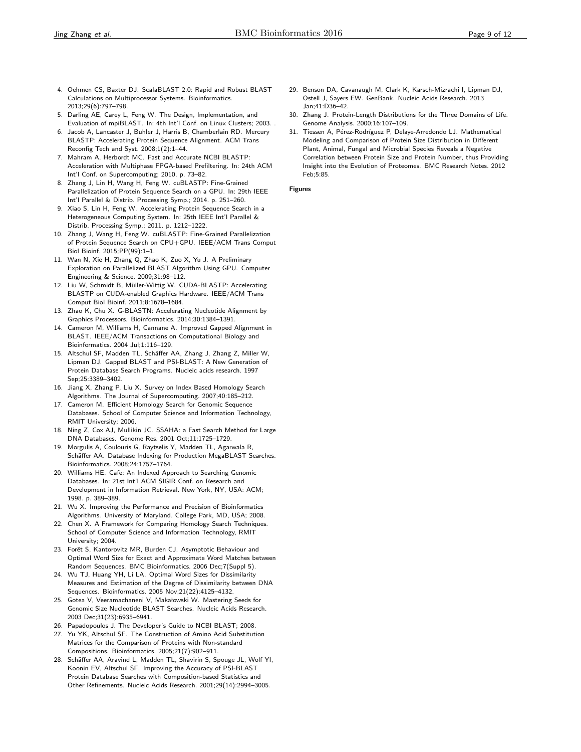4. Oehmen CS, Baxter DJ. ScalaBLAST 2.0: Rapid and Robust BLAST Calculations on Multiprocessor Systems. Bioinformatics. 2013;29(6):797–798.
5. Darling AE, Carey L, Feng W. The Design, Implementation, and Evaluation of mpiBLAST. In: 4th Int'l Conf. on Linux Clusters; 2003. .
6. Jacob A, Lancaster J, Buhler J, Harris B, Chamberlain RD. Mercury BLASTP: Accelerating Protein Sequence Alignment. ACM Trans Reconfig Tech and Syst. 2008;1(2):1–44.
7. Mahram A, Herbordt MC. Fast and Accurate NCBI BLASTP: Acceleration with Multiphase FPGA-based Prefiltering. In: 24th ACM Int'l Conf. on Supercomputing; 2010. p. 73–82.
8. Zhang J, Lin H, Wang H, Feng W. cuBLASTP: Fine-Grained Parallelization of Protein Sequence Search on a GPU. In: 29th IEEE Int'l Parallel & Distrib. Processing Symp.; 2014. p. 251–260.
9. Xiao S, Lin H, Feng W. Accelerating Protein Sequence Search in a Heterogeneous Computing System. In: 25th IEEE Int'l Parallel & Distrib. Processing Symp.; 2011. p. 1212–1222.
10. Zhang J, Wang H, Feng W. cuBLASTP: Fine-Grained Parallelization of Protein Sequence Search on CPU+GPU. IEEE/ACM Trans Comput Biol Bioinf. 2015;PP(99):1–1.
11. Wan N, Xie H, Zhang Q, Zhao K, Zuo X, Yu J. A Preliminary Exploration on Parallelized BLAST Algorithm Using GPU. Computer Engineering & Science. 2009;31:98–112.
12. Liu W, Schmidt B, Müller-Wittig W. CUDA-BLASTP: Accelerating BLASTP on CUDA-enabled Graphics Hardware. IEEE/ACM Trans Comput Biol Bioinf. 2011;8:1678–1684.
13. Zhao K, Chu X. G-BLASTN: Accelerating Nucleotide Alignment by Graphics Processors. Bioinformatics. 2014;30:1384–1391.
14. Cameron M, Williams H, Cannane A. Improved Gapped Alignment in BLAST. IEEE/ACM Transactions on Computational Biology and Bioinformatics. 2004 Jul;1:116–129.
15. Altschul SF, Madden TL, Schäffer AA, Zhang J, Zhang Z, Miller W, Lipman DJ. Gapped BLAST and PSI-BLAST: A New Generation of Protein Database Search Programs. Nucleic acids research. 1997 Sep;25:3389–3402.
16. Jiang X, Zhang P, Liu X. Survey on Index Based Homology Search Algorithms. The Journal of Supercomputing. 2007;40:185–212.
17. Cameron M. Efficient Homology Search for Genomic Sequence Databases. School of Computer Science and Information Technology, RMIT University; 2006.
18. Ning Z, Cox AJ, Mullikin JC. SSAHA: a Fast Search Method for Large DNA Databases. Genome Res. 2001 Oct;11:1725–1729.
19. Morgulis A, Coulouris G, Raytselis Y, Madden TL, Agarwala R, Schäffer AA. Database Indexing for Production MegaBLAST Searches. Bioinformatics. 2008;24:1757–1764.
20. Williams HE. Cafe: An Indexed Approach to Searching Genomic Databases. In: 21st Int'l ACM SIGIR Conf. on Research and Development in Information Retrieval. New York, NY, USA: ACM; 1998. p. 389–389.
21. Wu X. Improving the Performance and Precision of Bioinformatics Algorithms. University of Maryland. College Park, MD, USA; 2008.
22. Chen X. A Framework for Comparing Homology Search Techniques. School of Computer Science and Information Technology, RMIT University; 2004.
23. Forêt S, Kantorovitz MR, Burden CJ. Asymptotic Behaviour and Optimal Word Size for Exact and Approximate Word Matches between Random Sequences. BMC Bioinformatics. 2006 Dec;7(Suppl 5).
24. Wu TJ, Huang YH, Li LA. Optimal Word Sizes for Dissimilarity Measures and Estimation of the Degree of Dissimilarity between DNA Sequences. Bioinformatics. 2005 Nov;21(22):4125–4132.
25. Gotea V, Veeramachaneni V, Makałowski W. Mastering Seeds for Genomic Size Nucleotide BLAST Searches. Nucleic Acids Research. 2003 Dec;31(23):6935–6941.
26. Papadopoulos J. The Developer's Guide to NCBI BLAST; 2008.
27. Yu YK, Altschul SF. The Construction of Amino Acid Substitution Matrices for the Comparison of Proteins with Non-standard Compositions. Bioinformatics. 2005;21(7):902–911.
28. Schäffer AA, Aravind L, Madden TL, Shavirin S, Spouge JL, Wolf YI, Koonin EV, Altschul SF. Improving the Accuracy of PSI-BLAST Protein Database Searches with Composition-based Statistics and Other Refinements. Nucleic Acids Research. 2001;29(14):2994–3005.
29. Benson DA, Cavanaugh M, Clark K, Karsch-Mizrachi I, Lipman DJ, Ostell J, Sayers EW. GenBank. Nucleic Acids Research. 2013 Jan;41:D36–42.
30. Zhang J. Protein-Length Distributions for the Three Domains of Life. Genome Analysis. 2000;16:107–109.
31. Tiessen A, Pérez-Rodríguez P, Delaye-Arredondo LJ. Mathematical Modeling and Comparison of Protein Size Distribution in Different Plant, Animal, Fungal and Microbial Species Reveals a Negative Correlation between Protein Size and Protein Number, thus Providing Insight into the Evolution of Proteomes. BMC Research Notes. 2012 Feb;5:85.

**Figures**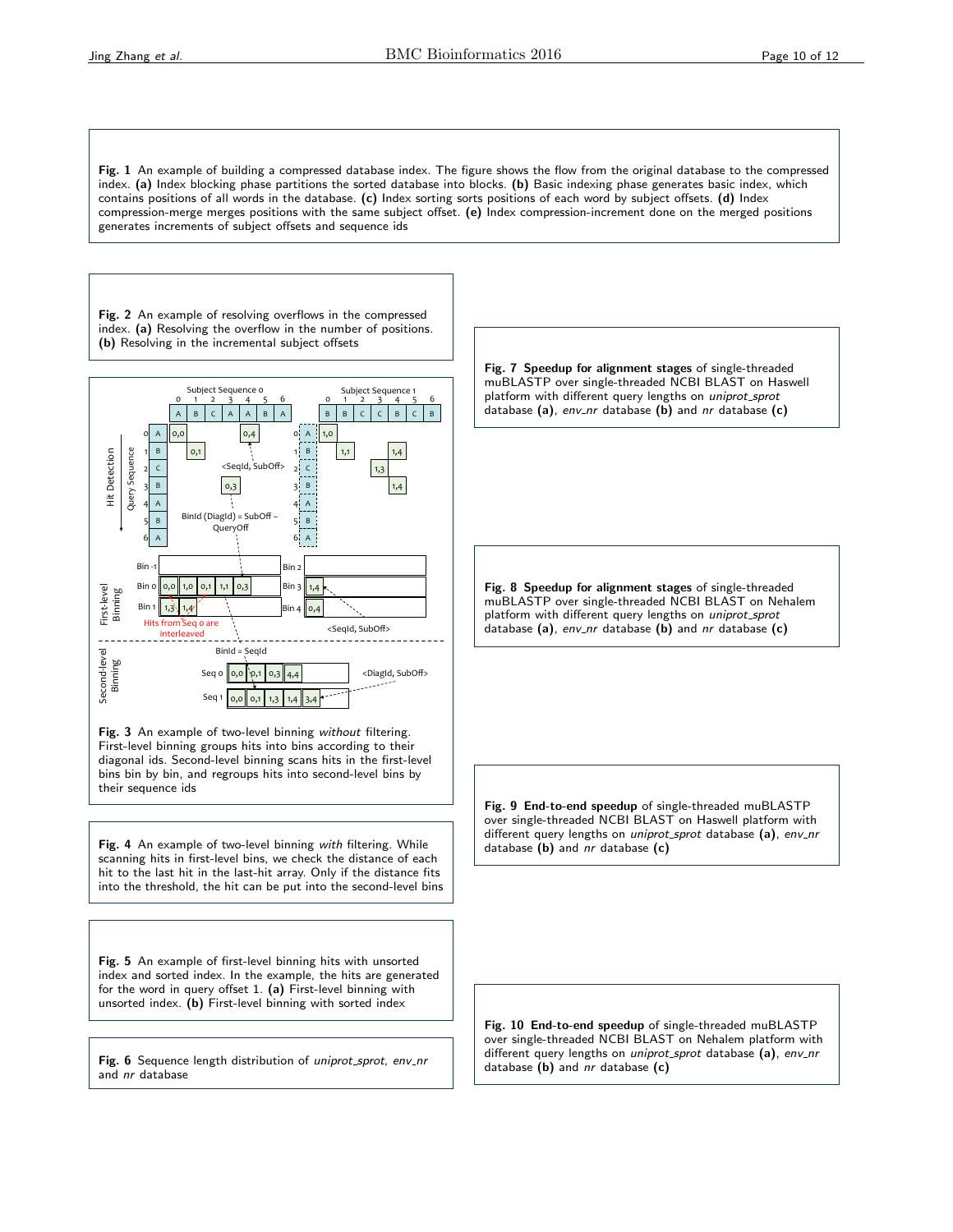**Fig. 1** An example of building a compressed database index. The figure shows the flow from the original database to the compressed index. **(a)** Index blocking phase partitions the sorted database into blocks. **(b)** Basic indexing phase generates basic index, which contains positions of all words in the database. **(c)** Index sorting sorts positions of each word by subject offsets. **(d)** Index compression-merge merges positions with the same subject offset. **(e)** Index compression-increment done on the merged positions generates increments of subject offsets and sequence ids

**Fig. 2** An example of resolving overflows in the compressed index. **(a)** Resolving the overflow in the number of positions. **(b)** Resolving in the incremental subject offsets

**Fig. 3** An example of two-level binning *without* filtering. First-level binning groups hits into bins according to their diagonal ids. Second-level binning scans hits in the first-level bins bin by bin, and regroups hits into second-level bins by their sequence ids

**Fig. 4** An example of two-level binning *with* filtering. While scanning hits in first-level bins, we check the distance of each hit to the last hit in the last-hit array. Only if the distance fits into the threshold, the hit can be put into the second-level bins

**Fig. 5** An example of first-level binning hits with unsorted index and sorted index. In the example, the hits are generated for the word in query offset 1. **(a)** First-level binning with unsorted index. **(b)** First-level binning with sorted index

**Fig. 6** Sequence length distribution of *uniprot_sprot*, *env_nr* and *nr* database

**Fig. 7** **Speedup for alignment stages** of single-threaded muBLASTP over single-threaded NCBI BLAST on Haswell platform with different query lengths on *uniprot_sprot* database **(a)**, *env_nr* database **(b)** and *nr* database **(c)**

**Fig. 8** **Speedup for alignment stages** of single-threaded muBLASTP over single-threaded NCBI BLAST on Nehalem platform with different query lengths on *uniprot_sprot* database **(a)**, *env_nr* database **(b)** and *nr* database **(c)**

**Fig. 9** **End-to-end speedup** of single-threaded muBLASTP over single-threaded NCBI BLAST on Haswell platform with different query lengths on *uniprot_sprot* database **(a)**, *env_nr* database **(b)** and *nr* database **(c)**

**Fig. 10** **End-to-end speedup** of single-threaded muBLASTP over single-threaded NCBI BLAST on Nehalem platform with different query lengths on *uniprot_sprot* database **(a)**, *env_nr* database **(b)** and *nr* database **(c)**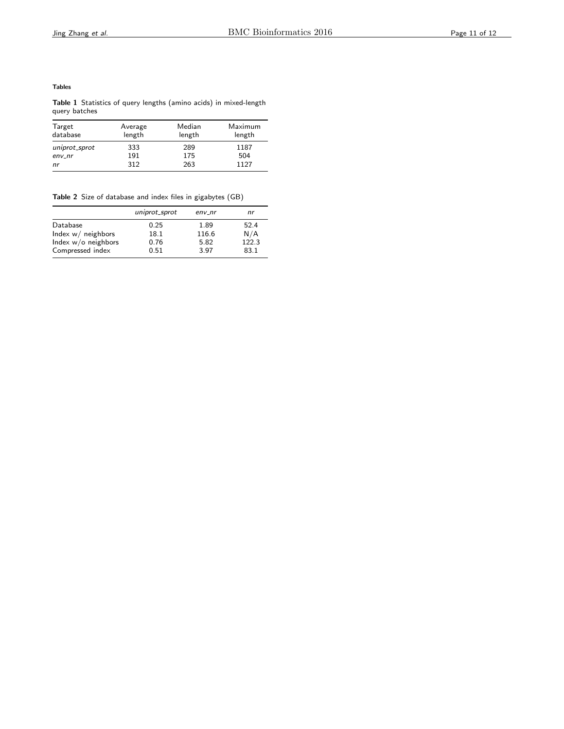### Tables

**Table 1** Statistics of query lengths (amino acids) in mixed-length query batches

| Target database | Average length | Median length | Maximum length |
|---|---|---|---|
| *uniprot_sprot* | 333 | 289 | 1187 |
| *env_nr* | 191 | 175 | 504 |
| *nr* | 312 | 263 | 1127 |

**Table 2** Size of database and index files in gigabytes (GB)

| | *uniprot_sprot* | *env_nr* | *nr* |
|---|---|---|---|
| Database | 0.25 | 1.89 | 52.4 |
| Index w/ neighbors | 18.1 | 116.6 | N/A |
| Index w/o neighbors | 0.76 | 5.82 | 122.3 |
| Compressed index | 0.51 | 3.97 | 83.1 |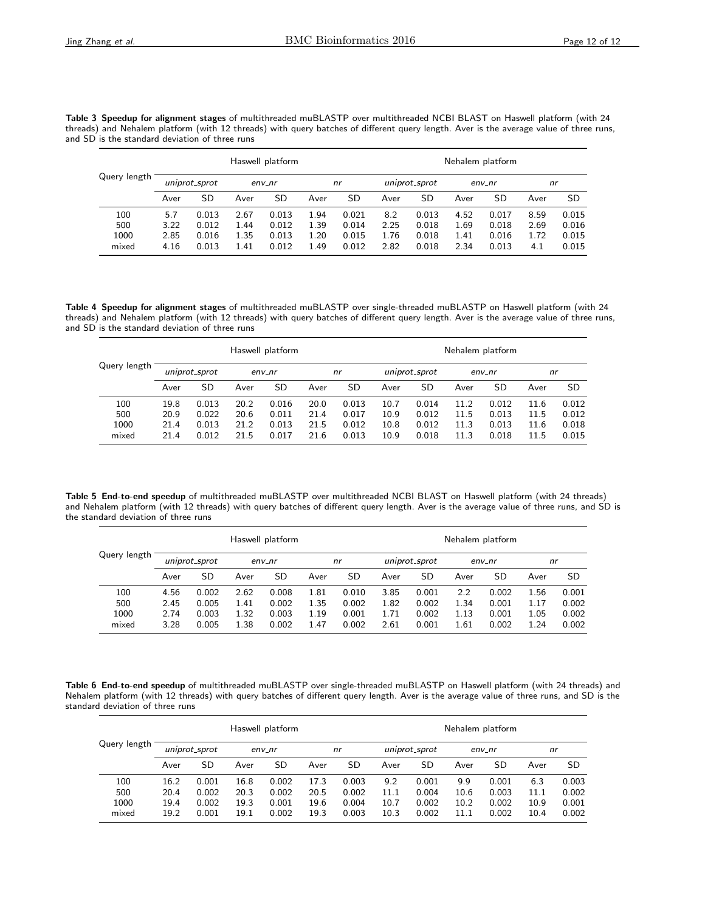**Table 3 Speedup for alignment stages** of multithreaded muBLASTP over multithreaded NCBI BLAST on Haswell platform (with 24 threads) and Nehalem platform (with 12 threads) with query batches of different query length. Aver is the average value of three runs, and SD is the standard deviation of three runs

| Query length | Haswell platform | | | | | | Nehalem platform | | | | | |
|---|---|---|---|---|---|---|---|---|---|---|---|---|
| | *uniprot_sprot* | | *env_nr* | | *nr* | | *uniprot_sprot* | | *env_nr* | | *nr* | |
| | Aver | SD | Aver | SD | Aver | SD | Aver | SD | Aver | SD | Aver | SD |
| 100 | 5.7 | 0.013 | 2.67 | 0.013 | 1.94 | 0.021 | 8.2 | 0.013 | 4.52 | 0.017 | 8.59 | 0.015 |
| 500 | 3.22 | 0.012 | 1.44 | 0.012 | 1.39 | 0.014 | 2.25 | 0.018 | 1.69 | 0.018 | 2.69 | 0.016 |
| 1000 | 2.85 | 0.016 | 1.35 | 0.013 | 1.20 | 0.015 | 1.76 | 0.018 | 1.41 | 0.016 | 1.72 | 0.015 |
| mixed | 4.16 | 0.013 | 1.41 | 0.012 | 1.49 | 0.012 | 2.82 | 0.018 | 2.34 | 0.013 | 4.1 | 0.015 |

**Table 4 Speedup for alignment stages** of multithreaded muBLASTP over single-threaded muBLASTP on Haswell platform (with 24 threads) and Nehalem platform (with 12 threads) with query batches of different query length. Aver is the average value of three runs, and SD is the standard deviation of three runs

| Query length | Haswell platform | | | | | | Nehalem platform | | | | | |
|---|---|---|---|---|---|---|---|---|---|---|---|---|
| | *uniprot_sprot* | | *env_nr* | | *nr* | | *uniprot_sprot* | | *env_nr* | | *nr* | |
| | Aver | SD | Aver | SD | Aver | SD | Aver | SD | Aver | SD | Aver | SD |
| 100 | 19.8 | 0.013 | 20.2 | 0.016 | 20.0 | 0.013 | 10.7 | 0.014 | 11.2 | 0.012 | 11.6 | 0.012 |
| 500 | 20.9 | 0.022 | 20.6 | 0.011 | 21.4 | 0.017 | 10.9 | 0.012 | 11.5 | 0.013 | 11.5 | 0.012 |
| 1000 | 21.4 | 0.013 | 21.2 | 0.013 | 21.5 | 0.012 | 10.8 | 0.012 | 11.3 | 0.013 | 11.6 | 0.018 |
| mixed | 21.4 | 0.012 | 21.5 | 0.017 | 21.6 | 0.013 | 10.9 | 0.018 | 11.3 | 0.018 | 11.5 | 0.015 |

**Table 5 End-to-end speedup** of multithreaded muBLASTP over multithreaded NCBI BLAST on Haswell platform (with 24 threads) and Nehalem platform (with 12 threads) with query batches of different query length. Aver is the average value of three runs, and SD is the standard deviation of three runs

| Query length | Haswell platform | | | | | | Nehalem platform | | | | | |
|---|---|---|---|---|---|---|---|---|---|---|---|---|
| | *uniprot_sprot* | | *env_nr* | | *nr* | | *uniprot_sprot* | | *env_nr* | | *nr* | |
| | Aver | SD | Aver | SD | Aver | SD | Aver | SD | Aver | SD | Aver | SD |
| 100 | 4.56 | 0.002 | 2.62 | 0.008 | 1.81 | 0.010 | 3.85 | 0.001 | 2.2 | 0.002 | 1.56 | 0.001 |
| 500 | 2.45 | 0.005 | 1.41 | 0.002 | 1.35 | 0.002 | 1.82 | 0.002 | 1.34 | 0.001 | 1.17 | 0.002 |
| 1000 | 2.74 | 0.003 | 1.32 | 0.003 | 1.19 | 0.001 | 1.71 | 0.002 | 1.13 | 0.001 | 1.05 | 0.002 |
| mixed | 3.28 | 0.005 | 1.38 | 0.002 | 1.47 | 0.002 | 2.61 | 0.001 | 1.61 | 0.002 | 1.24 | 0.002 |

**Table 6 End-to-end speedup** of multithreaded muBLASTP over single-threaded muBLASTP on Haswell platform (with 24 threads) and Nehalem platform (with 12 threads) with query batches of different query length. Aver is the average value of three runs, and SD is the standard deviation of three runs

| Query length | Haswell platform | | | | | | Nehalem platform | | | | | |
|---|---|---|---|---|---|---|---|---|---|---|---|---|
| | *uniprot_sprot* | | *env_nr* | | *nr* | | *uniprot_sprot* | | *env_nr* | | *nr* | |
| | Aver | SD | Aver | SD | Aver | SD | Aver | SD | Aver | SD | Aver | SD |
| 100 | 16.2 | 0.001 | 16.8 | 0.002 | 17.3 | 0.003 | 9.2 | 0.001 | 9.9 | 0.001 | 6.3 | 0.003 |
| 500 | 20.4 | 0.002 | 20.3 | 0.002 | 20.5 | 0.002 | 11.1 | 0.004 | 10.6 | 0.003 | 11.1 | 0.002 |
| 1000 | 19.4 | 0.002 | 19.3 | 0.001 | 19.6 | 0.004 | 10.7 | 0.002 | 10.2 | 0.002 | 10.9 | 0.001 |
| mixed | 19.2 | 0.001 | 19.1 | 0.002 | 19.3 | 0.003 | 10.3 | 0.002 | 11.1 | 0.002 | 10.4 | 0.002 |